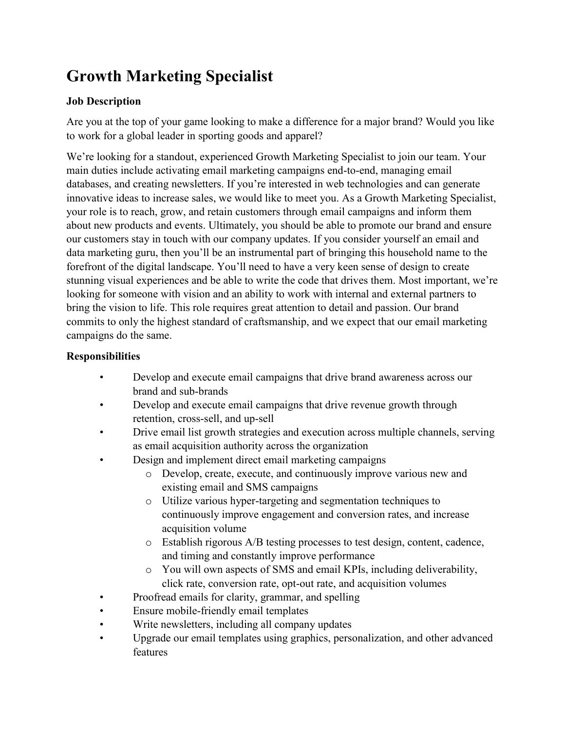# Growth Marketing Specialist

**Job Description**

Are you at the top of your game looking to make a difference for a major brand? Would you like to work for a global leader in sporting goods and apparel?

We're looking for a standout, experienced Growth Marketing Specialist to join our team. Your main duties include activating email marketing campaigns end-to-end, managing email databases, and creating newsletters. If you're interested in web technologies and can generate innovative ideas to increase sales, we would like to meet you. As a Growth Marketing Specialist, your role is to reach, grow, and retain customers through email campaigns and inform them about new products and events. Ultimately, you should be able to promote our brand and ensure our customers stay in touch with our company updates. If you consider yourself an email and data marketing guru, then you'll be an instrumental part of bringing this household name to the forefront of the digital landscape. You'll need to have a very keen sense of design to create stunning visual experiences and be able to write the code that drives them. Most important, we're looking for someone with vision and an ability to work with internal and external partners to bring the vision to life. This role requires great attention to detail and passion. Our brand commits to only the highest standard of craftsmanship, and we expect that our email marketing campaigns do the same.

**Responsibilities**

- Develop and execute email campaigns that drive brand awareness across our brand and sub-brands
- Develop and execute email campaigns that drive revenue growth through retention, cross-sell, and up-sell
- Drive email list growth strategies and execution across multiple channels, serving as email acquisition authority across the organization
- Design and implement direct email marketing campaigns
  - Develop, create, execute, and continuously improve various new and existing email and SMS campaigns
  - Utilize various hyper-targeting and segmentation techniques to continuously improve engagement and conversion rates, and increase acquisition volume
  - Establish rigorous A/B testing processes to test design, content, cadence, and timing and constantly improve performance
  - You will own aspects of SMS and email KPIs, including deliverability, click rate, conversion rate, opt-out rate, and acquisition volumes
- Proofread emails for clarity, grammar, and spelling
- Ensure mobile-friendly email templates
- Write newsletters, including all company updates
- Upgrade our email templates using graphics, personalization, and other advanced features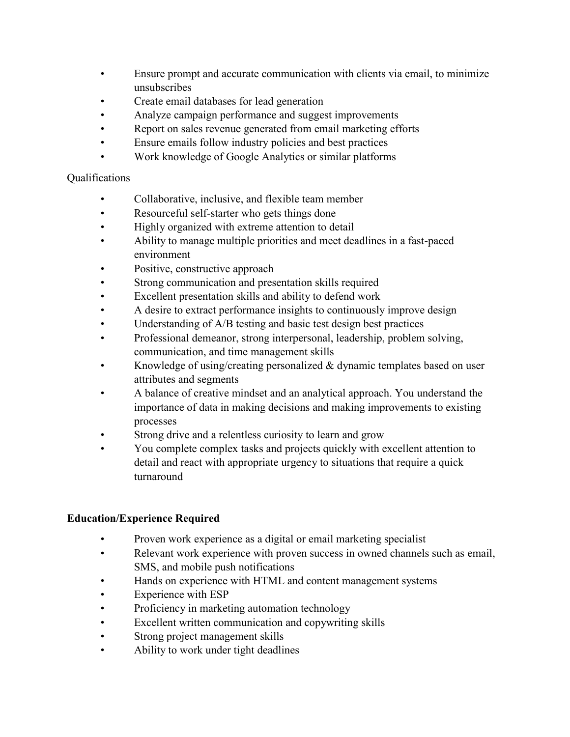- Ensure prompt and accurate communication with clients via email, to minimize unsubscribes
- Create email databases for lead generation
- Analyze campaign performance and suggest improvements
- Report on sales revenue generated from email marketing efforts
- Ensure emails follow industry policies and best practices
- Work knowledge of Google Analytics or similar platforms

Qualifications

- Collaborative, inclusive, and flexible team member
- Resourceful self-starter who gets things done
- Highly organized with extreme attention to detail
- Ability to manage multiple priorities and meet deadlines in a fast-paced environment
- Positive, constructive approach
- Strong communication and presentation skills required
- Excellent presentation skills and ability to defend work
- A desire to extract performance insights to continuously improve design
- Understanding of A/B testing and basic test design best practices
- Professional demeanor, strong interpersonal, leadership, problem solving, communication, and time management skills
- Knowledge of using/creating personalized & dynamic templates based on user attributes and segments
- A balance of creative mindset and an analytical approach. You understand the importance of data in making decisions and making improvements to existing processes
- Strong drive and a relentless curiosity to learn and grow
- You complete complex tasks and projects quickly with excellent attention to detail and react with appropriate urgency to situations that require a quick turnaround

**Education/Experience Required**

- Proven work experience as a digital or email marketing specialist
- Relevant work experience with proven success in owned channels such as email, SMS, and mobile push notifications
- Hands on experience with HTML and content management systems
- Experience with ESP
- Proficiency in marketing automation technology
- Excellent written communication and copywriting skills
- Strong project management skills
- Ability to work under tight deadlines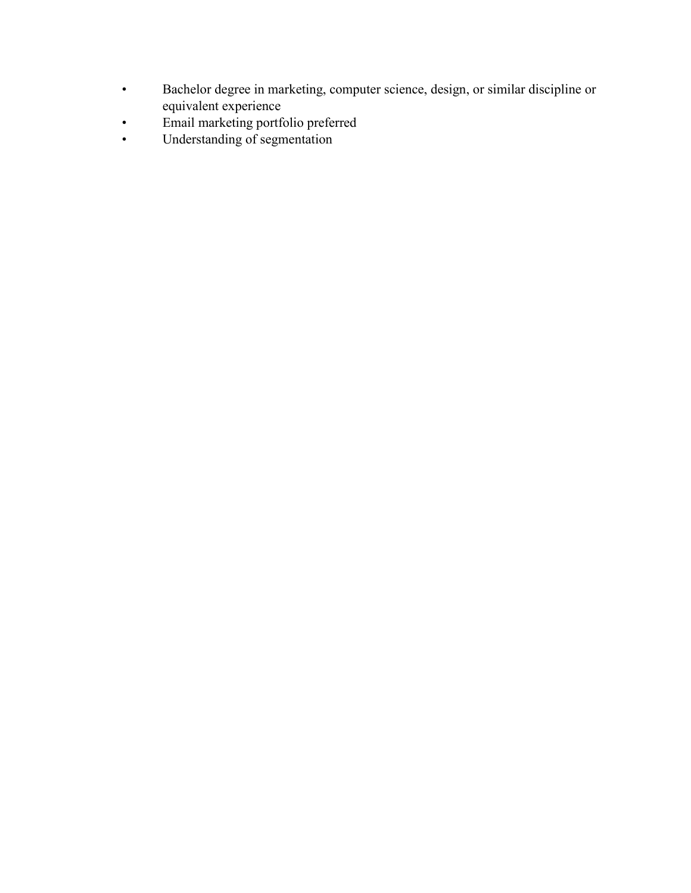- Bachelor degree in marketing, computer science, design, or similar discipline or equivalent experience
- Email marketing portfolio preferred
- Understanding of segmentation